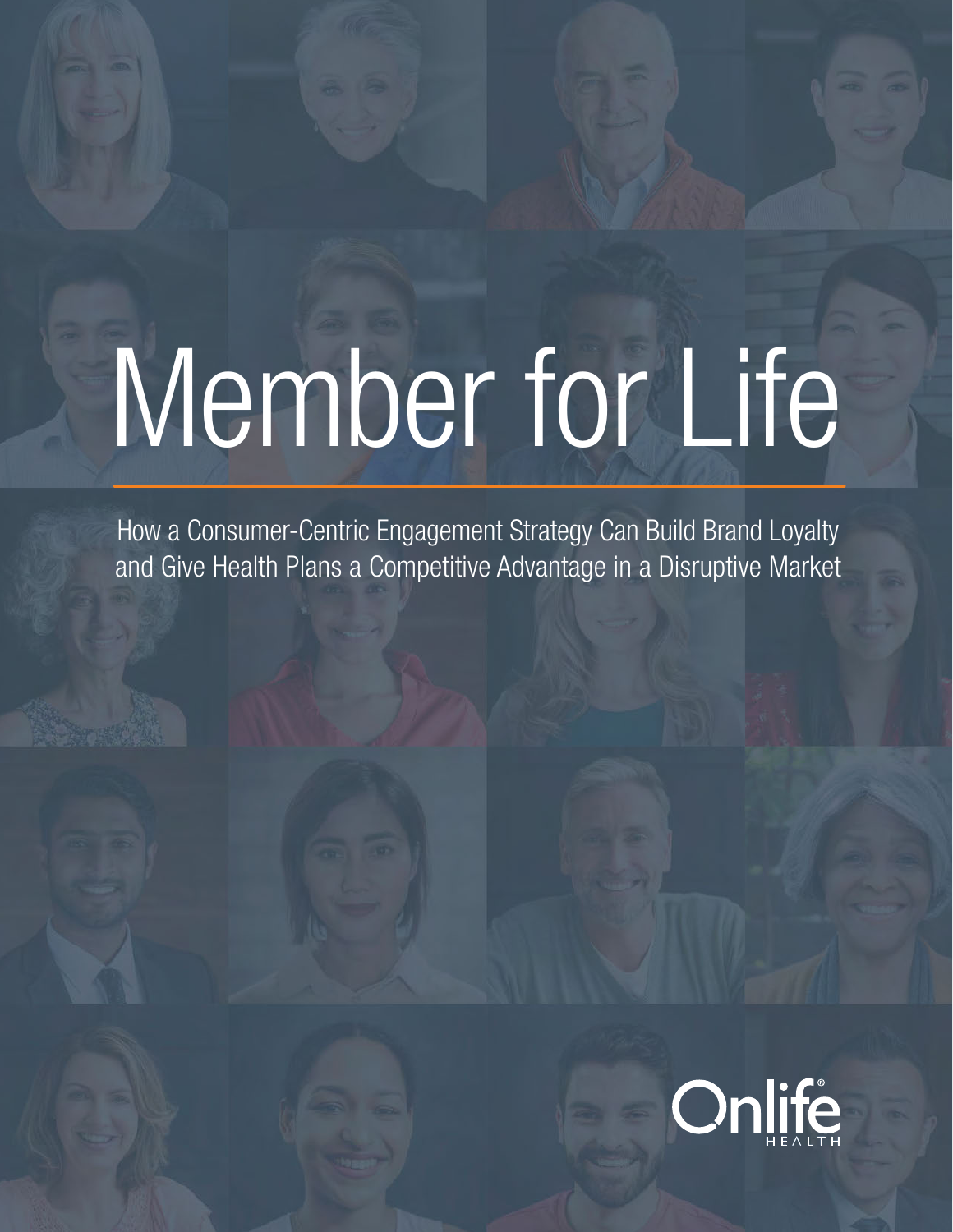# Member for Life

How a Consumer-Centric Engagement Strategy Can Build Brand Loyalty and Give Health Plans a Competitive Advantage in a Disruptive Market

Onlife® HEALTH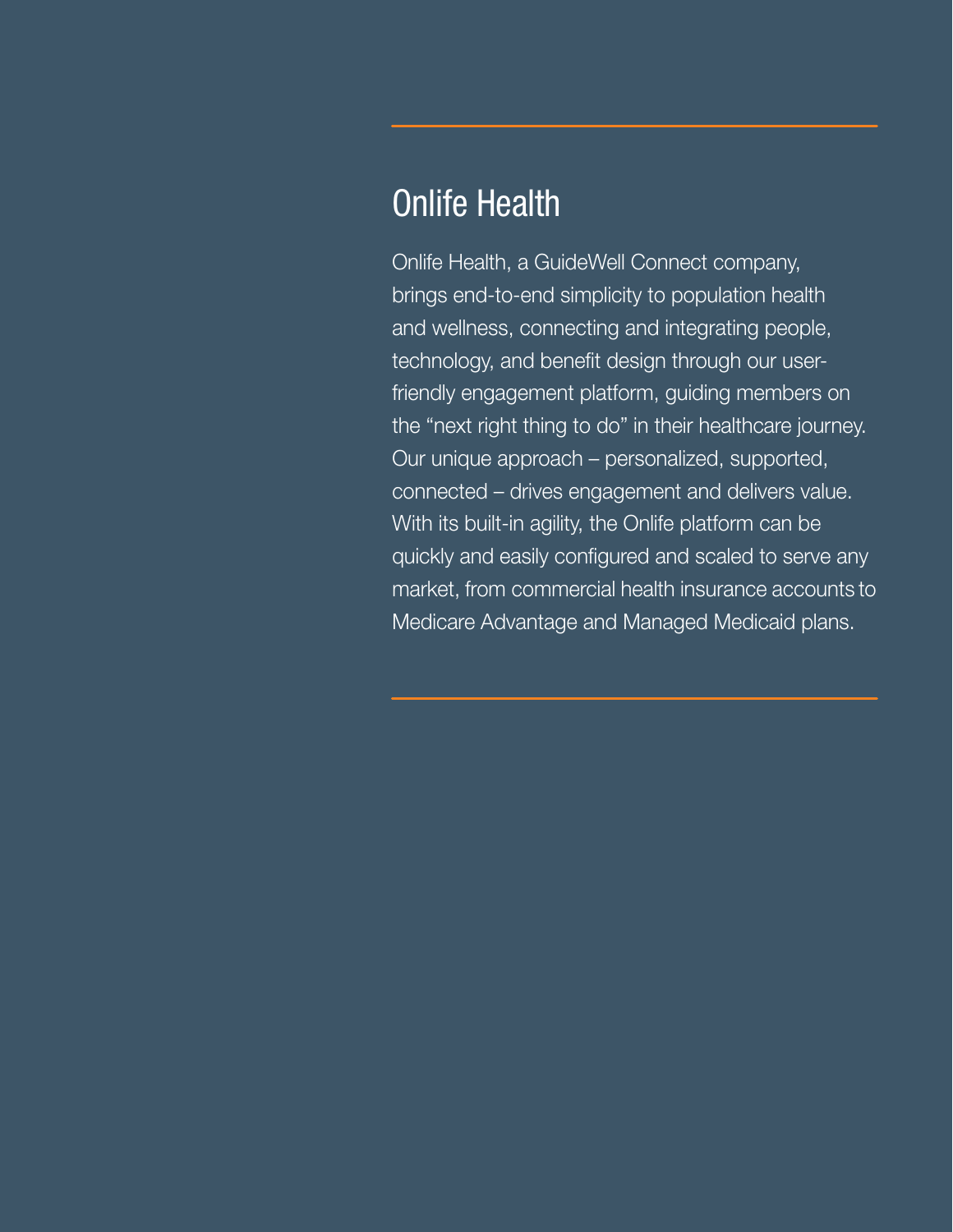## Onlife Health

Onlife Health, a GuideWell Connect company, brings end-to-end simplicity to population health and wellness, connecting and integrating people, technology, and benefit design through our user-friendly engagement platform, guiding members on the "next right thing to do" in their healthcare journey. Our unique approach – personalized, supported, connected – drives engagement and delivers value. With its built-in agility, the Onlife platform can be quickly and easily configured and scaled to serve any market, from commercial health insurance accounts to Medicare Advantage and Managed Medicaid plans.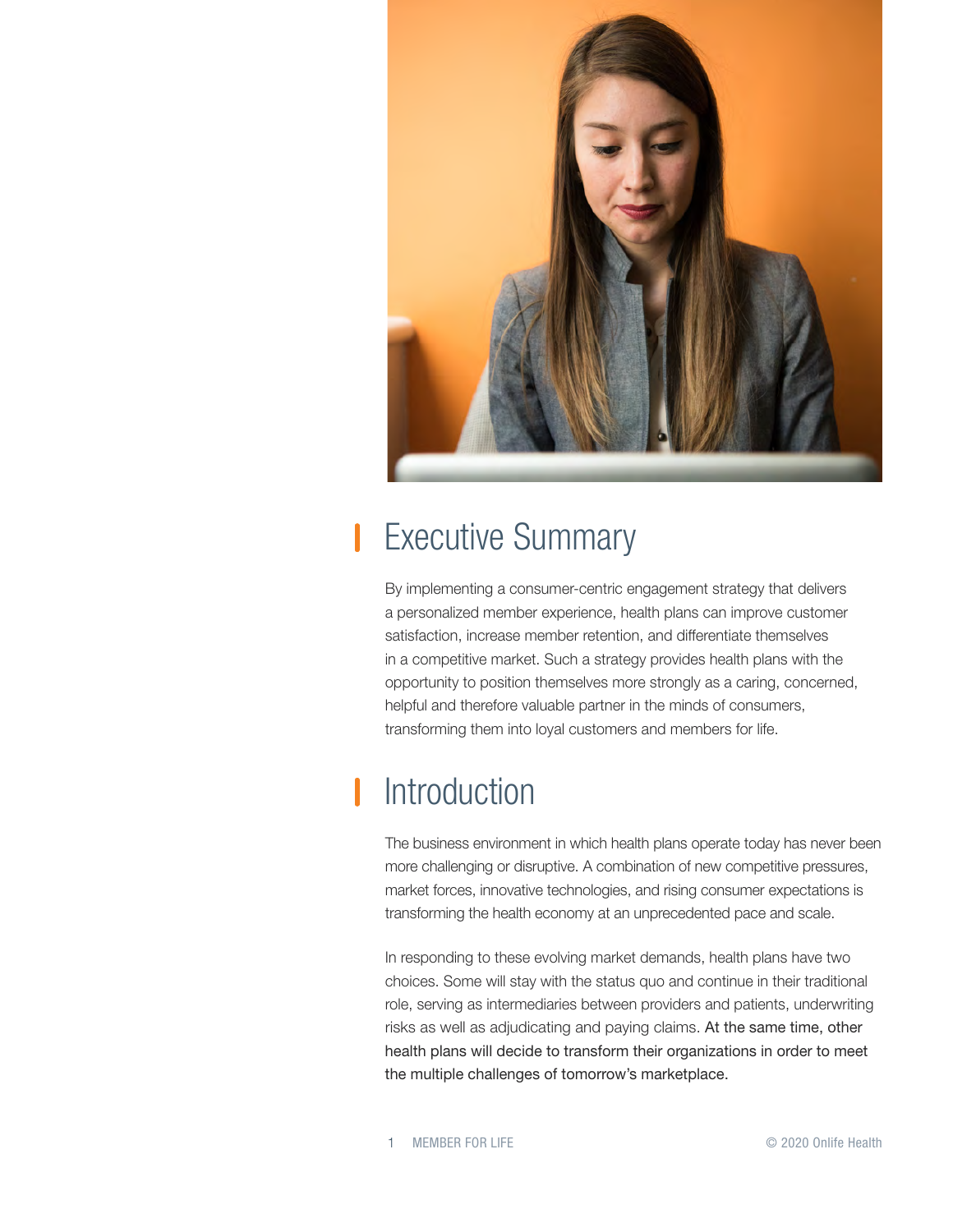## Executive Summary

By implementing a consumer-centric engagement strategy that delivers a personalized member experience, health plans can improve customer satisfaction, increase member retention, and differentiate themselves in a competitive market. Such a strategy provides health plans with the opportunity to position themselves more strongly as a caring, concerned, helpful and therefore valuable partner in the minds of consumers, transforming them into loyal customers and members for life.

## Introduction

The business environment in which health plans operate today has never been more challenging or disruptive. A combination of new competitive pressures, market forces, innovative technologies, and rising consumer expectations is transforming the health economy at an unprecedented pace and scale.

In responding to these evolving market demands, health plans have two choices. Some will stay with the status quo and continue in their traditional role, serving as intermediaries between providers and patients, underwriting risks as well as adjudicating and paying claims. At the same time, other health plans will decide to transform their organizations in order to meet the multiple challenges of tomorrow's marketplace.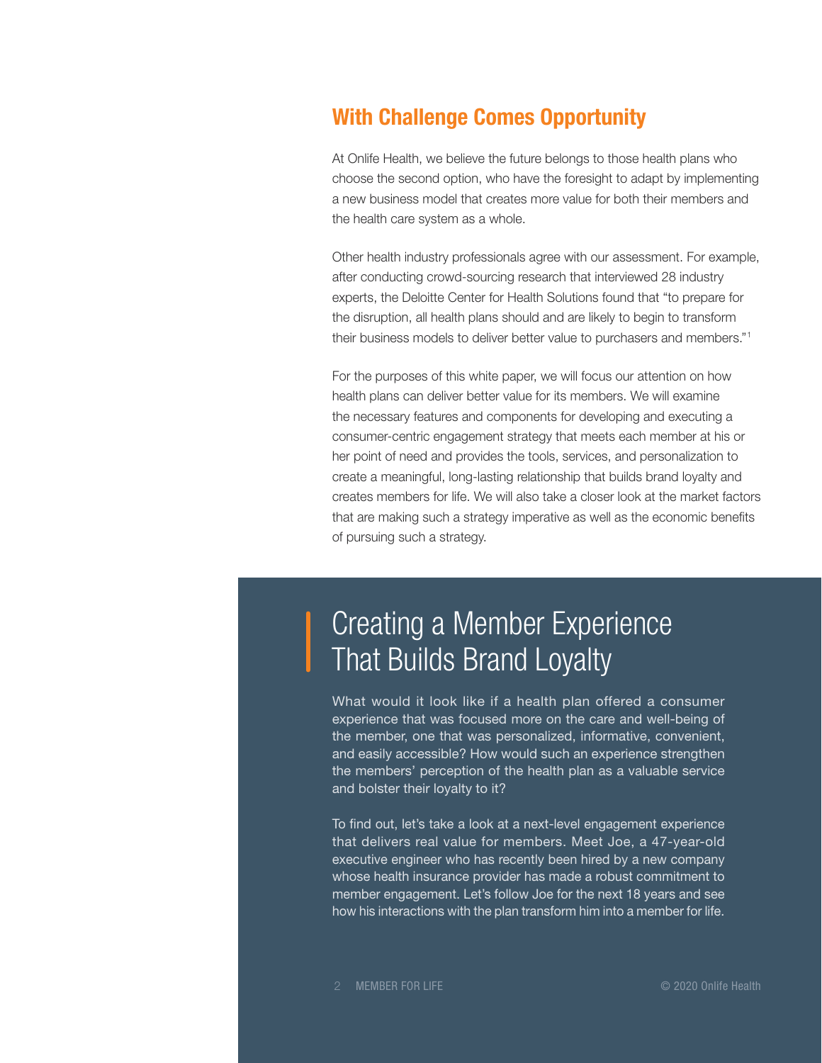## With Challenge Comes Opportunity

At Onlife Health, we believe the future belongs to those health plans who choose the second option, who have the foresight to adapt by implementing a new business model that creates more value for both their members and the health care system as a whole.

Other health industry professionals agree with our assessment. For example, after conducting crowd-sourcing research that interviewed 28 industry experts, the Deloitte Center for Health Solutions found that "to prepare for the disruption, all health plans should and are likely to begin to transform their business models to deliver better value to purchasers and members."[1]

For the purposes of this white paper, we will focus our attention on how health plans can deliver better value for its members. We will examine the necessary features and components for developing and executing a consumer-centric engagement strategy that meets each member at his or her point of need and provides the tools, services, and personalization to create a meaningful, long-lasting relationship that builds brand loyalty and creates members for life. We will also take a closer look at the market factors that are making such a strategy imperative as well as the economic benefits of pursuing such a strategy.

# Creating a Member Experience That Builds Brand Loyalty

What would it look like if a health plan offered a consumer experience that was focused more on the care and well-being of the member, one that was personalized, informative, convenient, and easily accessible? How would such an experience strengthen the members' perception of the health plan as a valuable service and bolster their loyalty to it?

To find out, let's take a look at a next-level engagement experience that delivers real value for members. Meet Joe, a 47-year-old executive engineer who has recently been hired by a new company whose health insurance provider has made a robust commitment to member engagement. Let's follow Joe for the next 18 years and see how his interactions with the plan transform him into a member for life.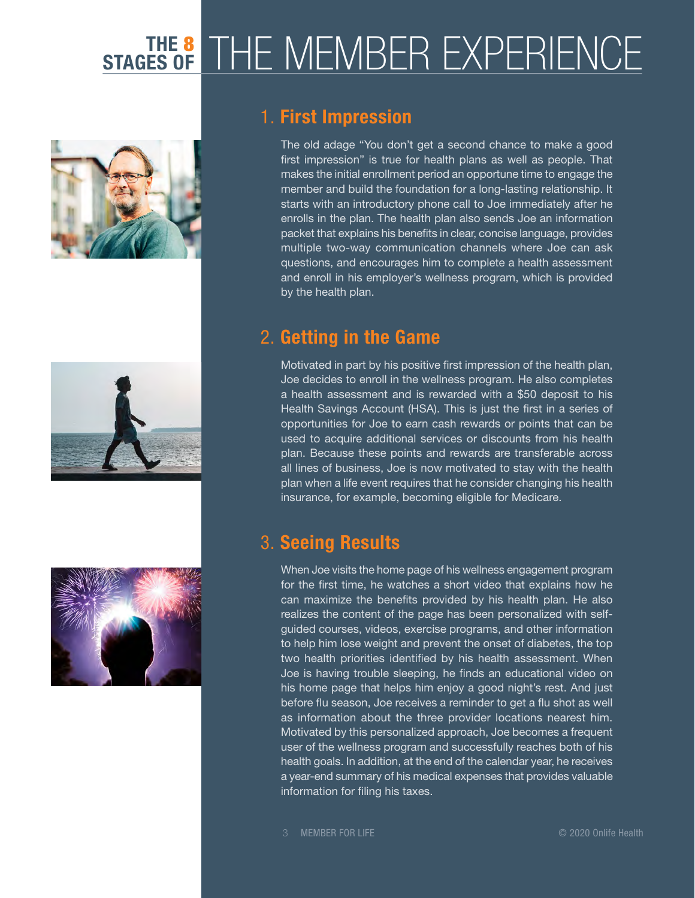# THE 8 STAGES OF THE MEMBER EXPERIENCE

## 1. First Impression

The old adage "You don't get a second chance to make a good first impression" is true for health plans as well as people. That makes the initial enrollment period an opportune time to engage the member and build the foundation for a long-lasting relationship. It starts with an introductory phone call to Joe immediately after he enrolls in the plan. The health plan also sends Joe an information packet that explains his benefits in clear, concise language, provides multiple two-way communication channels where Joe can ask questions, and encourages him to complete a health assessment and enroll in his employer's wellness program, which is provided by the health plan.

## 2. Getting in the Game

Motivated in part by his positive first impression of the health plan, Joe decides to enroll in the wellness program. He also completes a health assessment and is rewarded with a $50 deposit to his Health Savings Account (HSA). This is just the first in a series of opportunities for Joe to earn cash rewards or points that can be used to acquire additional services or discounts from his health plan. Because these points and rewards are transferable across all lines of business, Joe is now motivated to stay with the health plan when a life event requires that he consider changing his health insurance, for example, becoming eligible for Medicare.

## 3. Seeing Results

When Joe visits the home page of his wellness engagement program for the first time, he watches a short video that explains how he can maximize the benefits provided by his health plan. He also realizes the content of the page has been personalized with self-guided courses, videos, exercise programs, and other information to help him lose weight and prevent the onset of diabetes, the top two health priorities identified by his health assessment. When Joe is having trouble sleeping, he finds an educational video on his home page that helps him enjoy a good night's rest. And just before flu season, Joe receives a reminder to get a flu shot as well as information about the three provider locations nearest him. Motivated by this personalized approach, Joe becomes a frequent user of the wellness program and successfully reaches both of his health goals. In addition, at the end of the calendar year, he receives a year-end summary of his medical expenses that provides valuable information for filing his taxes.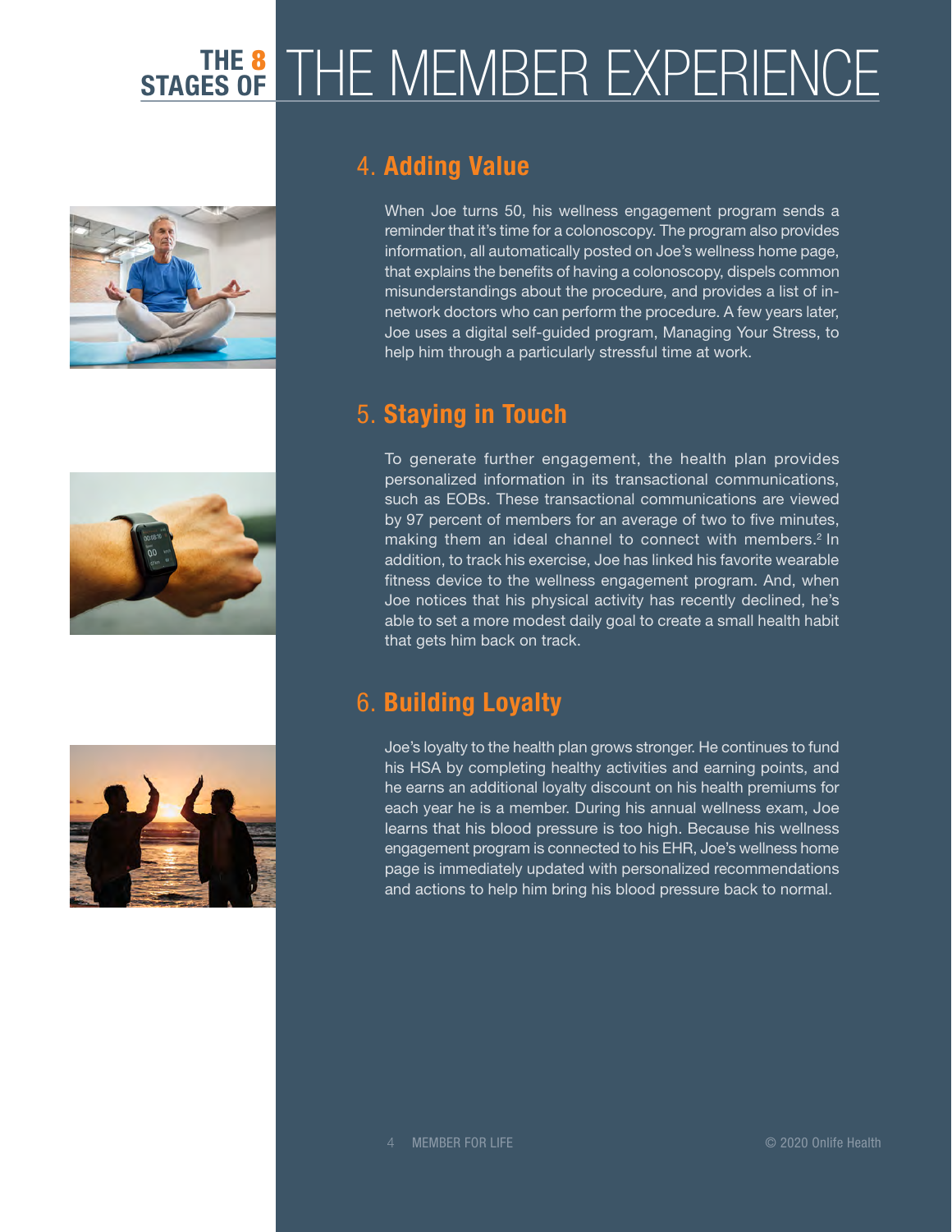# THE 8 STAGES OF THE MEMBER EXPERIENCE

## 4. Adding Value

When Joe turns 50, his wellness engagement program sends a reminder that it's time for a colonoscopy. The program also provides information, all automatically posted on Joe's wellness home page, that explains the benefits of having a colonoscopy, dispels common misunderstandings about the procedure, and provides a list of in-network doctors who can perform the procedure. A few years later, Joe uses a digital self-guided program, Managing Your Stress, to help him through a particularly stressful time at work.

## 5. Staying in Touch

To generate further engagement, the health plan provides personalized information in its transactional communications, such as EOBs. These transactional communications are viewed by 97 percent of members for an average of two to five minutes, making them an ideal channel to connect with members.[2] In addition, to track his exercise, Joe has linked his favorite wearable fitness device to the wellness engagement program. And, when Joe notices that his physical activity has recently declined, he's able to set a more modest daily goal to create a small health habit that gets him back on track.

## 6. Building Loyalty

Joe's loyalty to the health plan grows stronger. He continues to fund his HSA by completing healthy activities and earning points, and he earns an additional loyalty discount on his health premiums for each year he is a member. During his annual wellness exam, Joe learns that his blood pressure is too high. Because his wellness engagement program is connected to his EHR, Joe's wellness home page is immediately updated with personalized recommendations and actions to help him bring his blood pressure back to normal.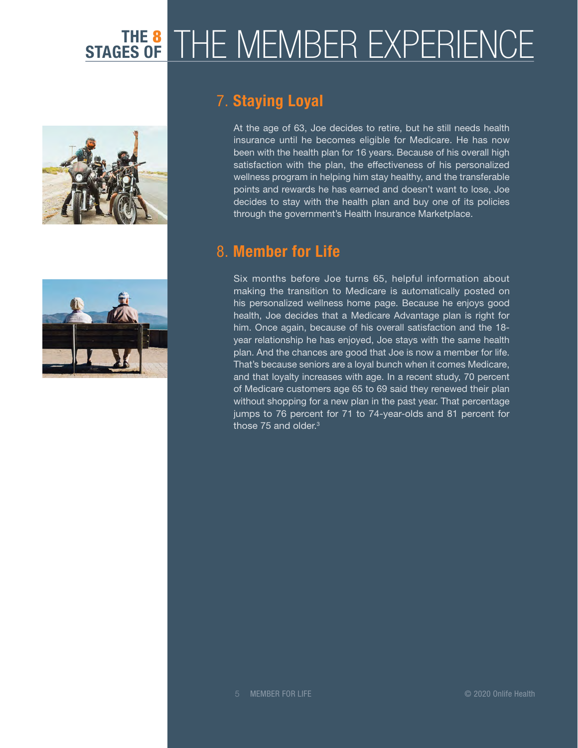# THE 8 STAGES OF THE MEMBER EXPERIENCE

## 7. Staying Loyal

At the age of 63, Joe decides to retire, but he still needs health insurance until he becomes eligible for Medicare. He has now been with the health plan for 16 years. Because of his overall high satisfaction with the plan, the effectiveness of his personalized wellness program in helping him stay healthy, and the transferable points and rewards he has earned and doesn't want to lose, Joe decides to stay with the health plan and buy one of its policies through the government's Health Insurance Marketplace.

## 8. Member for Life

Six months before Joe turns 65, helpful information about making the transition to Medicare is automatically posted on his personalized wellness home page. Because he enjoys good health, Joe decides that a Medicare Advantage plan is right for him. Once again, because of his overall satisfaction and the 18-year relationship he has enjoyed, Joe stays with the same health plan. And the chances are good that Joe is now a member for life. That's because seniors are a loyal bunch when it comes Medicare, and that loyalty increases with age. In a recent study, 70 percent of Medicare customers age 65 to 69 said they renewed their plan without shopping for a new plan in the past year. That percentage jumps to 76 percent for 71 to 74-year-olds and 81 percent for those 75 and older.[3]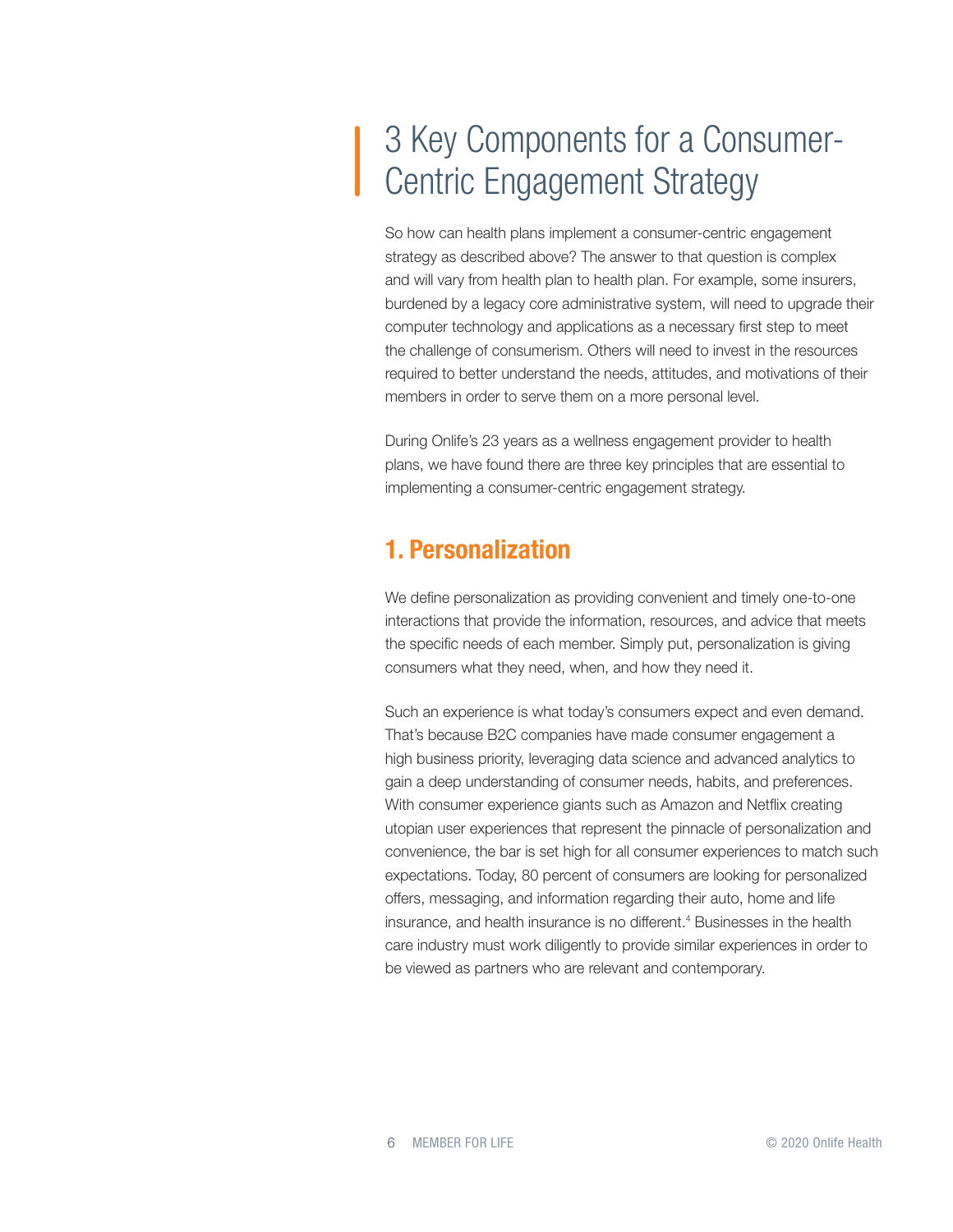# 3 Key Components for a Consumer-Centric Engagement Strategy

So how can health plans implement a consumer-centric engagement strategy as described above? The answer to that question is complex and will vary from health plan to health plan. For example, some insurers, burdened by a legacy core administrative system, will need to upgrade their computer technology and applications as a necessary first step to meet the challenge of consumerism. Others will need to invest in the resources required to better understand the needs, attitudes, and motivations of their members in order to serve them on a more personal level.

During Onlife's 23 years as a wellness engagement provider to health plans, we have found there are three key principles that are essential to implementing a consumer-centric engagement strategy.

## 1. Personalization

We define personalization as providing convenient and timely one-to-one interactions that provide the information, resources, and advice that meets the specific needs of each member. Simply put, personalization is giving consumers what they need, when, and how they need it.

Such an experience is what today's consumers expect and even demand. That's because B2C companies have made consumer engagement a high business priority, leveraging data science and advanced analytics to gain a deep understanding of consumer needs, habits, and preferences. With consumer experience giants such as Amazon and Netflix creating utopian user experiences that represent the pinnacle of personalization and convenience, the bar is set high for all consumer experiences to match such expectations. Today, 80 percent of consumers are looking for personalized offers, messaging, and information regarding their auto, home and life insurance, and health insurance is no different.[4] Businesses in the health care industry must work diligently to provide similar experiences in order to be viewed as partners who are relevant and contemporary.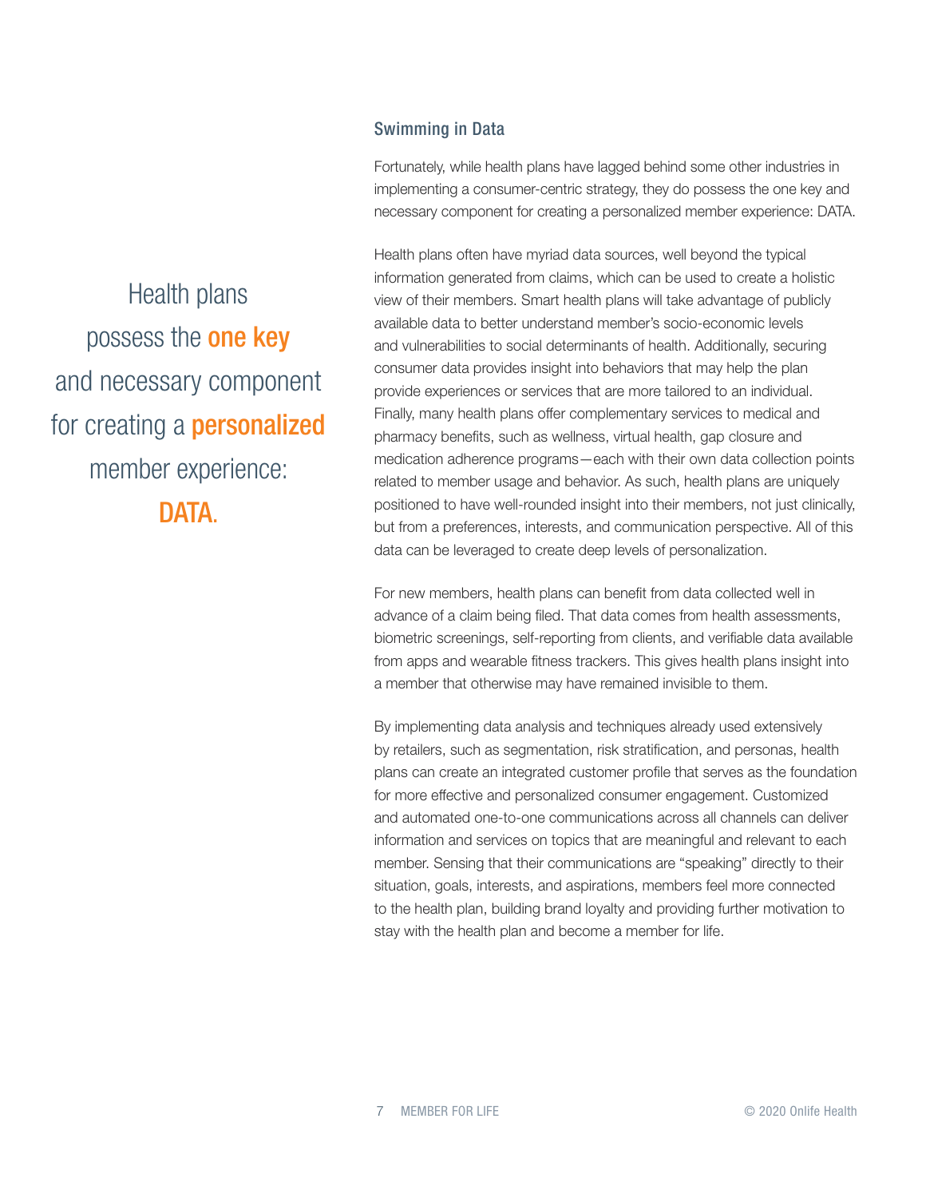> Health plans possess the **one key** and necessary component for creating a **personalized** member experience: **DATA.**

## Swimming in Data

Fortunately, while health plans have lagged behind some other industries in implementing a consumer-centric strategy, they do possess the one key and necessary component for creating a personalized member experience: DATA.

Health plans often have myriad data sources, well beyond the typical information generated from claims, which can be used to create a holistic view of their members. Smart health plans will take advantage of publicly available data to better understand member's socio-economic levels and vulnerabilities to social determinants of health. Additionally, securing consumer data provides insight into behaviors that may help the plan provide experiences or services that are more tailored to an individual. Finally, many health plans offer complementary services to medical and pharmacy benefits, such as wellness, virtual health, gap closure and medication adherence programs—each with their own data collection points related to member usage and behavior. As such, health plans are uniquely positioned to have well-rounded insight into their members, not just clinically, but from a preferences, interests, and communication perspective. All of this data can be leveraged to create deep levels of personalization.

For new members, health plans can benefit from data collected well in advance of a claim being filed. That data comes from health assessments, biometric screenings, self-reporting from clients, and verifiable data available from apps and wearable fitness trackers. This gives health plans insight into a member that otherwise may have remained invisible to them.

By implementing data analysis and techniques already used extensively by retailers, such as segmentation, risk stratification, and personas, health plans can create an integrated customer profile that serves as the foundation for more effective and personalized consumer engagement. Customized and automated one-to-one communications across all channels can deliver information and services on topics that are meaningful and relevant to each member. Sensing that their communications are "speaking" directly to their situation, goals, interests, and aspirations, members feel more connected to the health plan, building brand loyalty and providing further motivation to stay with the health plan and become a member for life.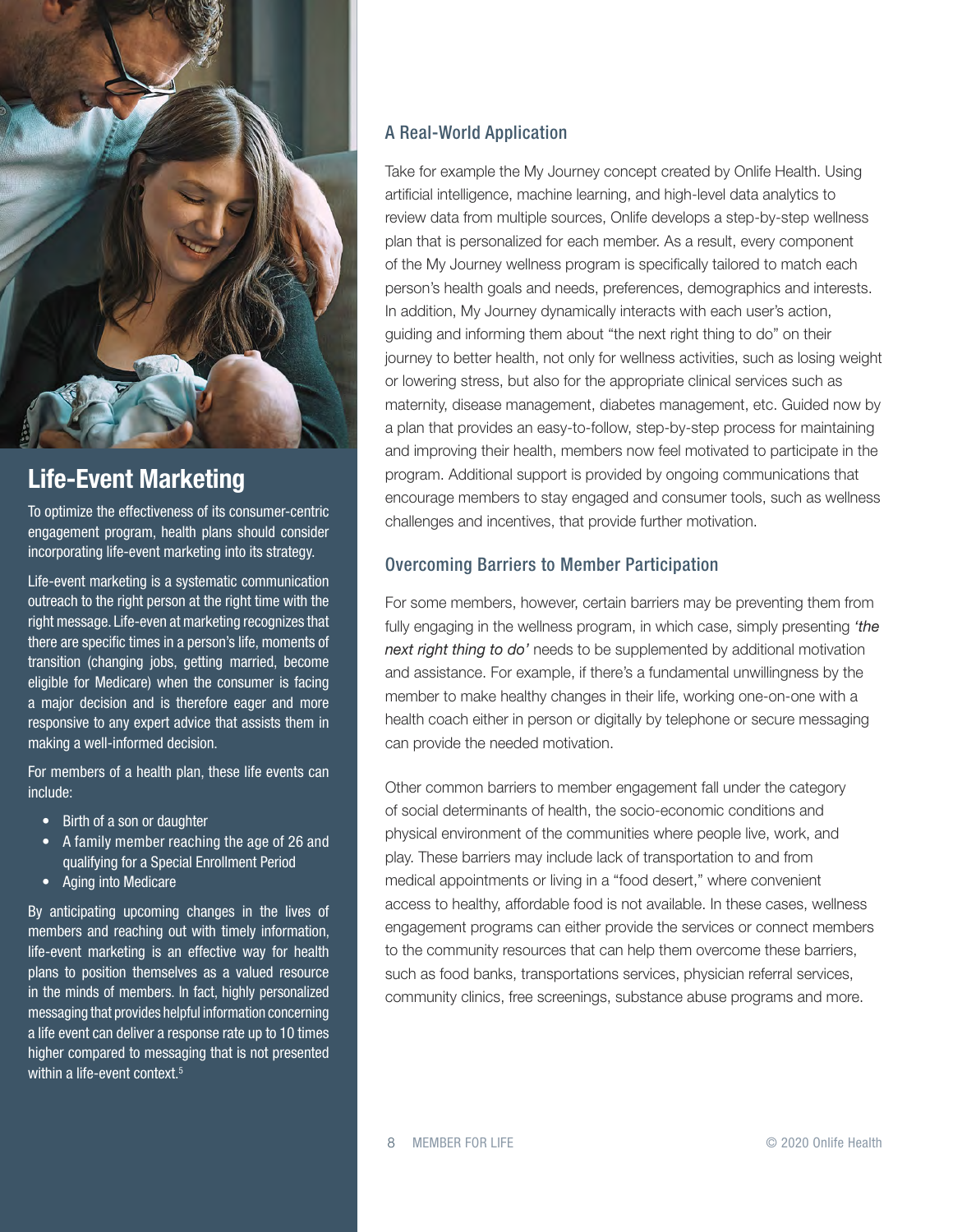## Life-Event Marketing

To optimize the effectiveness of its consumer-centric engagement program, health plans should consider incorporating life-event marketing into its strategy.

Life-event marketing is a systematic communication outreach to the right person at the right time with the right message. Life-even at marketing recognizes that there are specific times in a person's life, moments of transition (changing jobs, getting married, become eligible for Medicare) when the consumer is facing a major decision and is therefore eager and more responsive to any expert advice that assists them in making a well-informed decision.

For members of a health plan, these life events can include:

- Birth of a son or daughter
- A family member reaching the age of 26 and qualifying for a Special Enrollment Period
- Aging into Medicare

By anticipating upcoming changes in the lives of members and reaching out with timely information, life-event marketing is an effective way for health plans to position themselves as a valued resource in the minds of members. In fact, highly personalized messaging that provides helpful information concerning a life event can deliver a response rate up to 10 times higher compared to messaging that is not presented within a life-event context.[5]

### A Real-World Application

Take for example the My Journey concept created by Onlife Health. Using artificial intelligence, machine learning, and high-level data analytics to review data from multiple sources, Onlife develops a step-by-step wellness plan that is personalized for each member. As a result, every component of the My Journey wellness program is specifically tailored to match each person's health goals and needs, preferences, demographics and interests. In addition, My Journey dynamically interacts with each user's action, guiding and informing them about "the next right thing to do" on their journey to better health, not only for wellness activities, such as losing weight or lowering stress, but also for the appropriate clinical services such as maternity, disease management, diabetes management, etc. Guided now by a plan that provides an easy-to-follow, step-by-step process for maintaining and improving their health, members now feel motivated to participate in the program. Additional support is provided by ongoing communications that encourage members to stay engaged and consumer tools, such as wellness challenges and incentives, that provide further motivation.

### Overcoming Barriers to Member Participation

For some members, however, certain barriers may be preventing them from fully engaging in the wellness program, in which case, simply presenting *'the next right thing to do'* needs to be supplemented by additional motivation and assistance. For example, if there's a fundamental unwillingness by the member to make healthy changes in their life, working one-on-one with a health coach either in person or digitally by telephone or secure messaging can provide the needed motivation.

Other common barriers to member engagement fall under the category of social determinants of health, the socio-economic conditions and physical environment of the communities where people live, work, and play. These barriers may include lack of transportation to and from medical appointments or living in a "food desert," where convenient access to healthy, affordable food is not available. In these cases, wellness engagement programs can either provide the services or connect members to the community resources that can help them overcome these barriers, such as food banks, transportations services, physician referral services, community clinics, free screenings, substance abuse programs and more.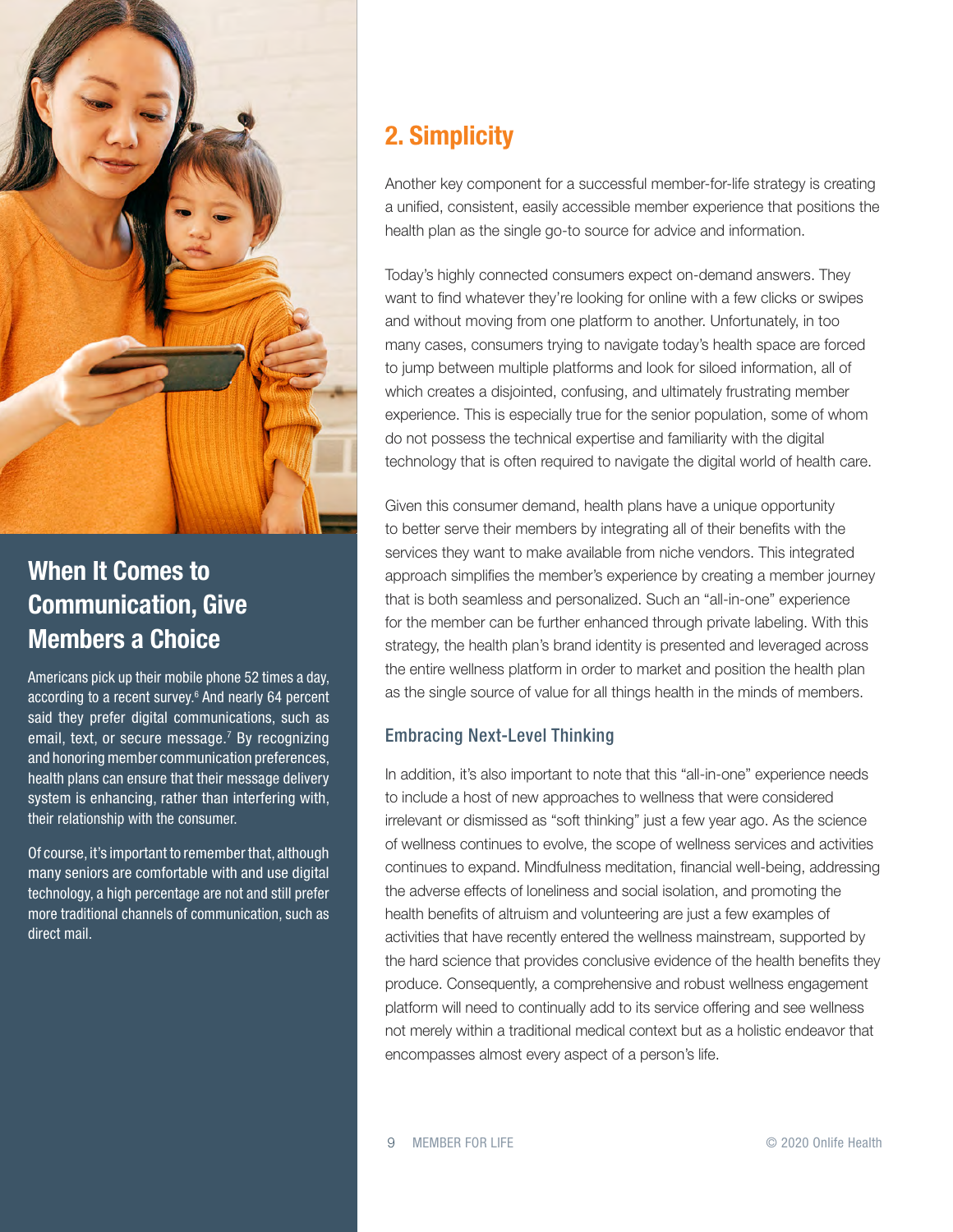## 2. Simplicity

Another key component for a successful member-for-life strategy is creating a unified, consistent, easily accessible member experience that positions the health plan as the single go-to source for advice and information.

Today's highly connected consumers expect on-demand answers. They want to find whatever they're looking for online with a few clicks or swipes and without moving from one platform to another. Unfortunately, in too many cases, consumers trying to navigate today's health space are forced to jump between multiple platforms and look for siloed information, all of which creates a disjointed, confusing, and ultimately frustrating member experience. This is especially true for the senior population, some of whom do not possess the technical expertise and familiarity with the digital technology that is often required to navigate the digital world of health care.

Given this consumer demand, health plans have a unique opportunity to better serve their members by integrating all of their benefits with the services they want to make available from niche vendors. This integrated approach simplifies the member's experience by creating a member journey that is both seamless and personalized. Such an "all-in-one" experience for the member can be further enhanced through private labeling. With this strategy, the health plan's brand identity is presented and leveraged across the entire wellness platform in order to market and position the health plan as the single source of value for all things health in the minds of members.

### Embracing Next-Level Thinking

In addition, it's also important to note that this "all-in-one" experience needs to include a host of new approaches to wellness that were considered irrelevant or dismissed as "soft thinking" just a few year ago. As the science of wellness continues to evolve, the scope of wellness services and activities continues to expand. Mindfulness meditation, financial well-being, addressing the adverse effects of loneliness and social isolation, and promoting the health benefits of altruism and volunteering are just a few examples of activities that have recently entered the wellness mainstream, supported by the hard science that provides conclusive evidence of the health benefits they produce. Consequently, a comprehensive and robust wellness engagement platform will need to continually add to its service offering and see wellness not merely within a traditional medical context but as a holistic endeavor that encompasses almost every aspect of a person's life.

## When It Comes to Communication, Give Members a Choice

Americans pick up their mobile phone 52 times a day, according to a recent survey.[6] And nearly 64 percent said they prefer digital communications, such as email, text, or secure message.[7] By recognizing and honoring member communication preferences, health plans can ensure that their message delivery system is enhancing, rather than interfering with, their relationship with the consumer.

Of course, it's important to remember that, although many seniors are comfortable with and use digital technology, a high percentage are not and still prefer more traditional channels of communication, such as direct mail.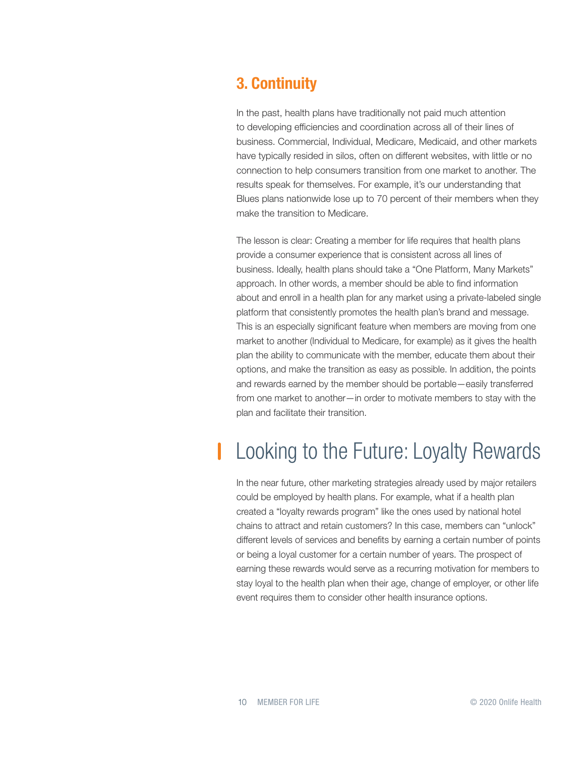### 3. Continuity

In the past, health plans have traditionally not paid much attention to developing efficiencies and coordination across all of their lines of business. Commercial, Individual, Medicare, Medicaid, and other markets have typically resided in silos, often on different websites, with little or no connection to help consumers transition from one market to another. The results speak for themselves. For example, it's our understanding that Blues plans nationwide lose up to 70 percent of their members when they make the transition to Medicare.

The lesson is clear: Creating a member for life requires that health plans provide a consumer experience that is consistent across all lines of business. Ideally, health plans should take a "One Platform, Many Markets" approach. In other words, a member should be able to find information about and enroll in a health plan for any market using a private-labeled single platform that consistently promotes the health plan's brand and message. This is an especially significant feature when members are moving from one market to another (Individual to Medicare, for example) as it gives the health plan the ability to communicate with the member, educate them about their options, and make the transition as easy as possible. In addition, the points and rewards earned by the member should be portable—easily transferred from one market to another—in order to motivate members to stay with the plan and facilitate their transition.

## Looking to the Future: Loyalty Rewards

In the near future, other marketing strategies already used by major retailers could be employed by health plans. For example, what if a health plan created a "loyalty rewards program" like the ones used by national hotel chains to attract and retain customers? In this case, members can "unlock" different levels of services and benefits by earning a certain number of points or being a loyal customer for a certain number of years. The prospect of earning these rewards would serve as a recurring motivation for members to stay loyal to the health plan when their age, change of employer, or other life event requires them to consider other health insurance options.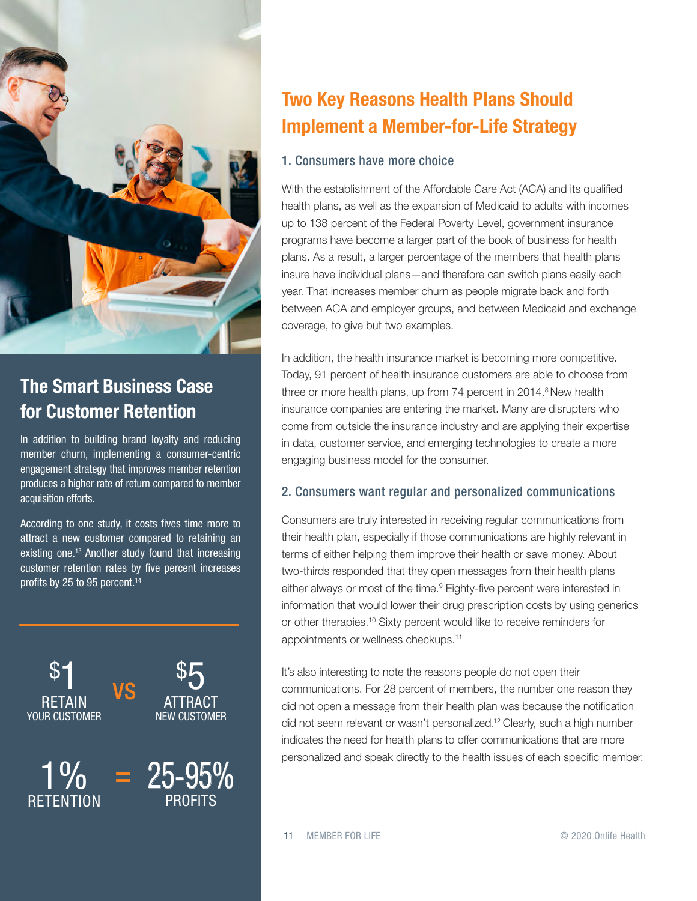## The Smart Business Case for Customer Retention

In addition to building brand loyalty and reducing member churn, implementing a consumer-centric engagement strategy that improves member retention produces a higher rate of return compared to member acquisition efforts.

According to one study, it costs fives time more to attract a new customer compared to retaining an existing one.[13] Another study found that increasing customer retention rates by five percent increases profits by 25 to 95 percent.[14]

$1 RETAIN YOUR CUSTOMER VS $5 ATTRACT NEW CUSTOMER

1% RETENTION = 25-95% PROFITS

## Two Key Reasons Health Plans Should Implement a Member-for-Life Strategy

### 1. Consumers have more choice

With the establishment of the Affordable Care Act (ACA) and its qualified health plans, as well as the expansion of Medicaid to adults with incomes up to 138 percent of the Federal Poverty Level, government insurance programs have become a larger part of the book of business for health plans. As a result, a larger percentage of the members that health plans insure have individual plans—and therefore can switch plans easily each year. That increases member churn as people migrate back and forth between ACA and employer groups, and between Medicaid and exchange coverage, to give but two examples.

In addition, the health insurance market is becoming more competitive. Today, 91 percent of health insurance customers are able to choose from three or more health plans, up from 74 percent in 2014.[8] New health insurance companies are entering the market. Many are disrupters who come from outside the insurance industry and are applying their expertise in data, customer service, and emerging technologies to create a more engaging business model for the consumer.

### 2. Consumers want regular and personalized communications

Consumers are truly interested in receiving regular communications from their health plan, especially if those communications are highly relevant in terms of either helping them improve their health or save money. About two-thirds responded that they open messages from their health plans either always or most of the time.[9] Eighty-five percent were interested in information that would lower their drug prescription costs by using generics or other therapies.[10] Sixty percent would like to receive reminders for appointments or wellness checkups.[11]

It's also interesting to note the reasons people do not open their communications. For 28 percent of members, the number one reason they did not open a message from their health plan was because the notification did not seem relevant or wasn't personalized.[12] Clearly, such a high number indicates the need for health plans to offer communications that are more personalized and speak directly to the health issues of each specific member.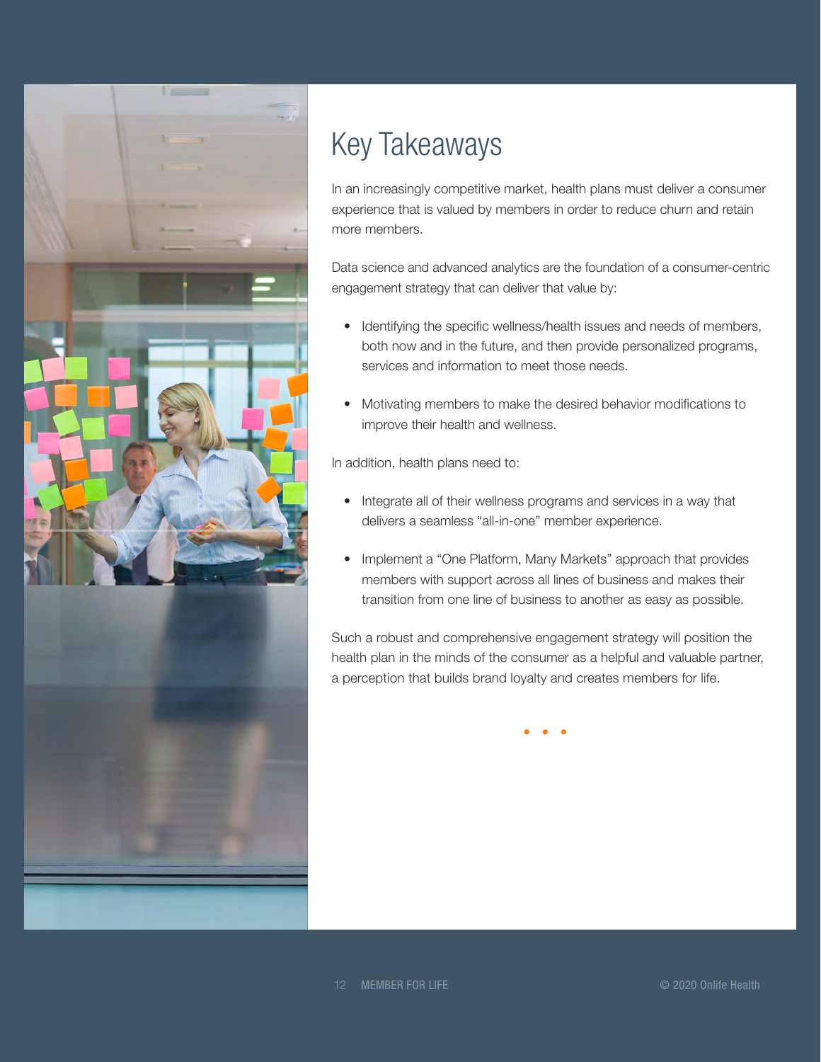# Key Takeaways

In an increasingly competitive market, health plans must deliver a consumer experience that is valued by members in order to reduce churn and retain more members.

Data science and advanced analytics are the foundation of a consumer-centric engagement strategy that can deliver that value by:

- Identifying the specific wellness/health issues and needs of members, both now and in the future, and then provide personalized programs, services and information to meet those needs.
- Motivating members to make the desired behavior modifications to improve their health and wellness.

In addition, health plans need to:

- Integrate all of their wellness programs and services in a way that delivers a seamless "all-in-one" member experience.
- Implement a "One Platform, Many Markets" approach that provides members with support across all lines of business and makes their transition from one line of business to another as easy as possible.

Such a robust and comprehensive engagement strategy will position the health plan in the minds of the consumer as a helpful and valuable partner, a perception that builds brand loyalty and creates members for life.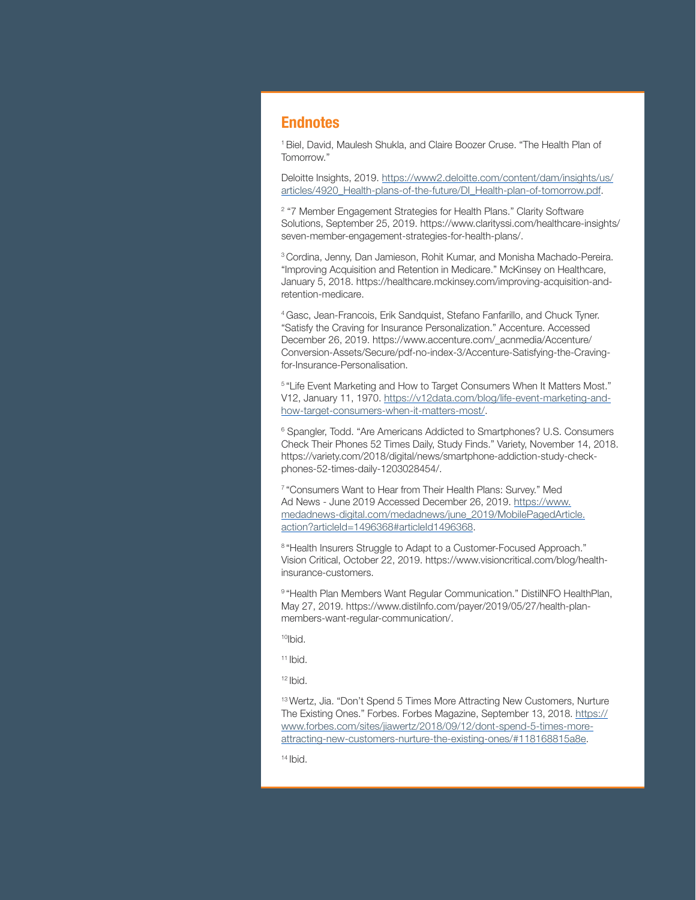## Endnotes

[1] Biel, David, Maulesh Shukla, and Claire Boozer Cruse. "The Health Plan of Tomorrow."

Deloitte Insights, 2019. https://www2.deloitte.com/content/dam/insights/us/articles/4920_Health-plans-of-the-future/DI_Health-plan-of-tomorrow.pdf.

[2] "7 Member Engagement Strategies for Health Plans." Clarity Software Solutions, September 25, 2019. https://www.clarityssi.com/healthcare-insights/seven-member-engagement-strategies-for-health-plans/.

[3] Cordina, Jenny, Dan Jamieson, Rohit Kumar, and Monisha Machado-Pereira. "Improving Acquisition and Retention in Medicare." McKinsey on Healthcare, January 5, 2018. https://healthcare.mckinsey.com/improving-acquisition-and-retention-medicare.

[4] Gasc, Jean-Francois, Erik Sandquist, Stefano Fanfarillo, and Chuck Tyner. "Satisfy the Craving for Insurance Personalization." Accenture. Accessed December 26, 2019. https://www.accenture.com/_acnmedia/Accenture/Conversion-Assets/Secure/pdf-no-index-3/Accenture-Satisfying-the-Craving-for-Insurance-Personalisation.

[5] "Life Event Marketing and How to Target Consumers When It Matters Most." V12, January 11, 1970. https://v12data.com/blog/life-event-marketing-and-how-target-consumers-when-it-matters-most/.

[6] Spangler, Todd. "Are Americans Addicted to Smartphones? U.S. Consumers Check Their Phones 52 Times Daily, Study Finds." Variety, November 14, 2018. https://variety.com/2018/digital/news/smartphone-addiction-study-check-phones-52-times-daily-1203028454/.

[7] "Consumers Want to Hear from Their Health Plans: Survey." Med Ad News - June 2019 Accessed December 26, 2019. https://www.medadnews-digital.com/medadnews/june_2019/MobilePagedArticle.action?articleId=1496368#articleId1496368.

[8] "Health Insurers Struggle to Adapt to a Customer-Focused Approach." Vision Critical, October 22, 2019. https://www.visioncritical.com/blog/health-insurance-customers.

[9] "Health Plan Members Want Regular Communication." DistilNFO HealthPlan, May 27, 2019. https://www.distilnfo.com/payer/2019/05/27/health-plan-members-want-regular-communication/.

[10] Ibid.

[11] Ibid.

[12] Ibid.

[13] Wertz, Jia. "Don't Spend 5 Times More Attracting New Customers, Nurture The Existing Ones." Forbes. Forbes Magazine, September 13, 2018. https://www.forbes.com/sites/jiawertz/2018/09/12/dont-spend-5-times-more-attracting-new-customers-nurture-the-existing-ones/#118168815a8e.

[14] Ibid.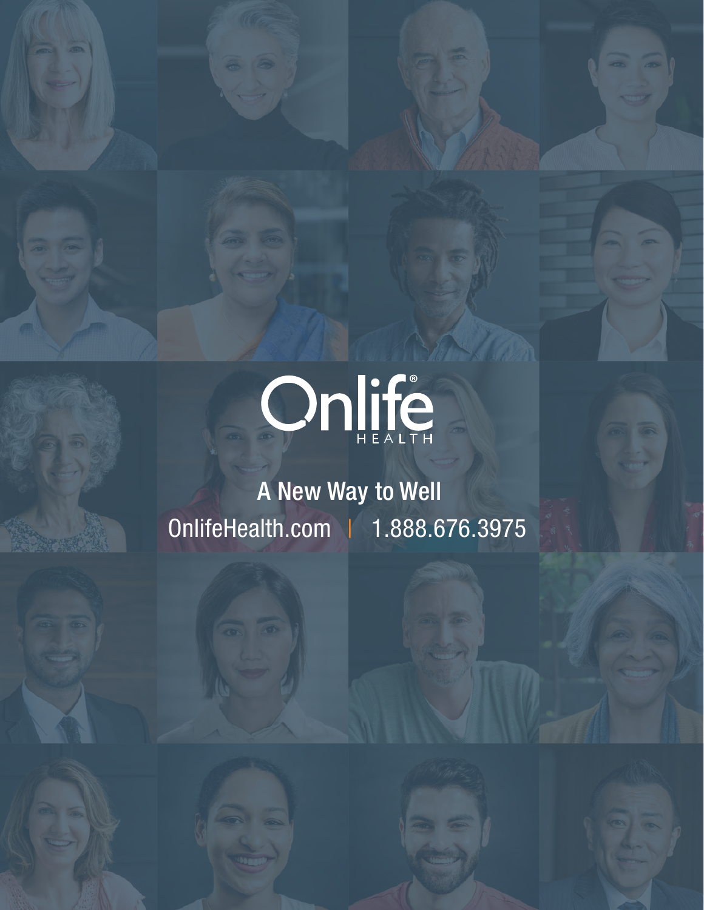Onlife® HEALTH

A New Way to Well

OnlifeHealth.com | 1.888.676.3975